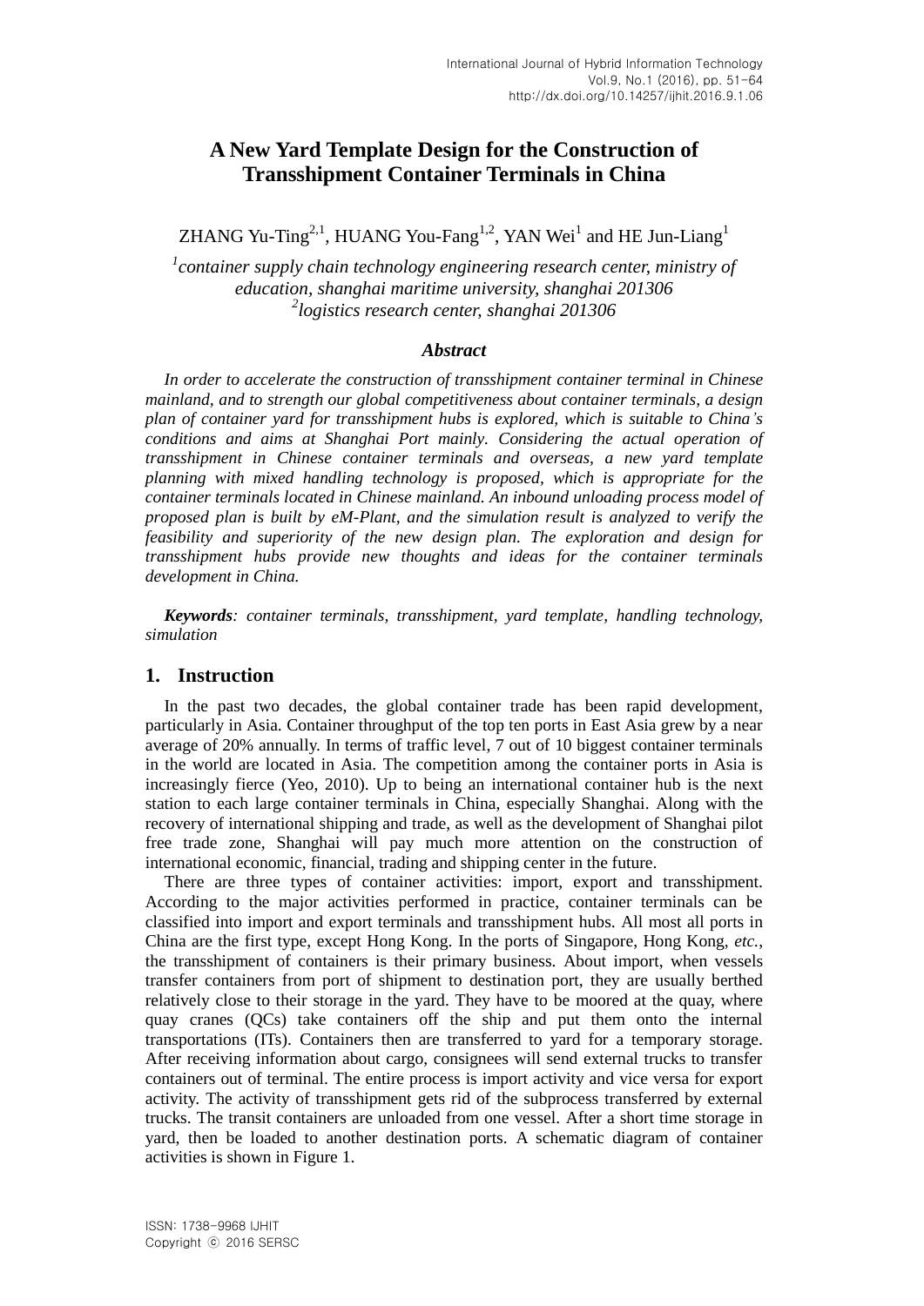# A New Yard Template Design for the Construction of Transshipment Container Terminals in China

ZHANG Yu-Ting[2,1], HUANG You-Fang[1,2], YAN Wei[1] and HE Jun-Liang[1]

*[1]container supply chain technology engineering research center, ministry of education, shanghai maritime university, shanghai 201306*
*[2]logistics research center, shanghai 201306*

### *Abstract*

*In order to accelerate the construction of transshipment container terminal in Chinese mainland, and to strength our global competitiveness about container terminals, a design plan of container yard for transshipment hubs is explored, which is suitable to China's conditions and aims at Shanghai Port mainly. Considering the actual operation of transshipment in Chinese container terminals and overseas, a new yard template planning with mixed handling technology is proposed, which is appropriate for the container terminals located in Chinese mainland. An inbound unloading process model of proposed plan is built by eM-Plant, and the simulation result is analyzed to verify the feasibility and superiority of the new design plan. The exploration and design for transshipment hubs provide new thoughts and ideas for the container terminals development in China.*

***Keywords****: container terminals, transshipment, yard template, handling technology, simulation*

## 1. Instruction

In the past two decades, the global container trade has been rapid development, particularly in Asia. Container throughput of the top ten ports in East Asia grew by a near average of 20% annually. In terms of traffic level, 7 out of 10 biggest container terminals in the world are located in Asia. The competition among the container ports in Asia is increasingly fierce (Yeo, 2010). Up to being an international container hub is the next station to each large container terminals in China, especially Shanghai. Along with the recovery of international shipping and trade, as well as the development of Shanghai pilot free trade zone, Shanghai will pay much more attention on the construction of international economic, financial, trading and shipping center in the future.

There are three types of container activities: import, export and transshipment. According to the major activities performed in practice, container terminals can be classified into import and export terminals and transshipment hubs. All most all ports in China are the first type, except Hong Kong. In the ports of Singapore, Hong Kong, *etc.*, the transshipment of containers is their primary business. About import, when vessels transfer containers from port of shipment to destination port, they are usually berthed relatively close to their storage in the yard. They have to be moored at the quay, where quay cranes (QCs) take containers off the ship and put them onto the internal transportations (ITs). Containers then are transferred to yard for a temporary storage. After receiving information about cargo, consignees will send external trucks to transfer containers out of terminal. The entire process is import activity and vice versa for export activity. The activity of transshipment gets rid of the subprocess transferred by external trucks. The transit containers are unloaded from one vessel. After a short time storage in yard, then be loaded to another destination ports. A schematic diagram of container activities is shown in Figure 1.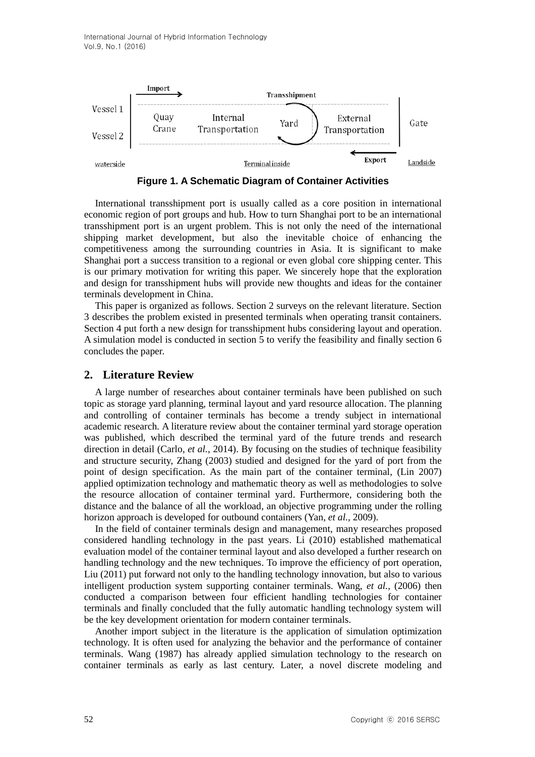Import

Transshipment

Vessel 1

Vessel 2

Quay Crane

Internal Transportation

Yard

External Transportation

Gate

Export

waterside

Terminal inside

Landside

**Figure 1. A Schematic Diagram of Container Activities**

International transshipment port is usually called as a core position in international economic region of port groups and hub. How to turn Shanghai port to be an international transshipment port is an urgent problem. This is not only the need of the international shipping market development, but also the inevitable choice of enhancing the competitiveness among the surrounding countries in Asia. It is significant to make Shanghai port a success transition to a regional or even global core shipping center. This is our primary motivation for writing this paper. We sincerely hope that the exploration and design for transshipment hubs will provide new thoughts and ideas for the container terminals development in China.

This paper is organized as follows. Section 2 surveys on the relevant literature. Section 3 describes the problem existed in presented terminals when operating transit containers. Section 4 put forth a new design for transshipment hubs considering layout and operation. A simulation model is conducted in section 5 to verify the feasibility and finally section 6 concludes the paper.

## 2. Literature Review

A large number of researches about container terminals have been published on such topic as storage yard planning, terminal layout and yard resource allocation. The planning and controlling of container terminals has become a trendy subject in international academic research. A literature review about the container terminal yard storage operation was published, which described the terminal yard of the future trends and research direction in detail (Carlo, *et al.*, 2014). By focusing on the studies of technique feasibility and structure security, Zhang (2003) studied and designed for the yard of port from the point of design specification. As the main part of the container terminal, (Lin 2007) applied optimization technology and mathematic theory as well as methodologies to solve the resource allocation of container terminal yard. Furthermore, considering both the distance and the balance of all the workload, an objective programming under the rolling horizon approach is developed for outbound containers (Yan, *et al.*, 2009).

In the field of container terminals design and management, many researches proposed considered handling technology in the past years. Li (2010) established mathematical evaluation model of the container terminal layout and also developed a further research on handling technology and the new techniques. To improve the efficiency of port operation, Liu (2011) put forward not only to the handling technology innovation, but also to various intelligent production system supporting container terminals. Wang, *et al.*, (2006) then conducted a comparison between four efficient handling technologies for container terminals and finally concluded that the fully automatic handling technology system will be the key development orientation for modern container terminals.

Another import subject in the literature is the application of simulation optimization technology. It is often used for analyzing the behavior and the performance of container terminals. Wang (1987) has already applied simulation technology to the research on container terminals as early as last century. Later, a novel discrete modeling and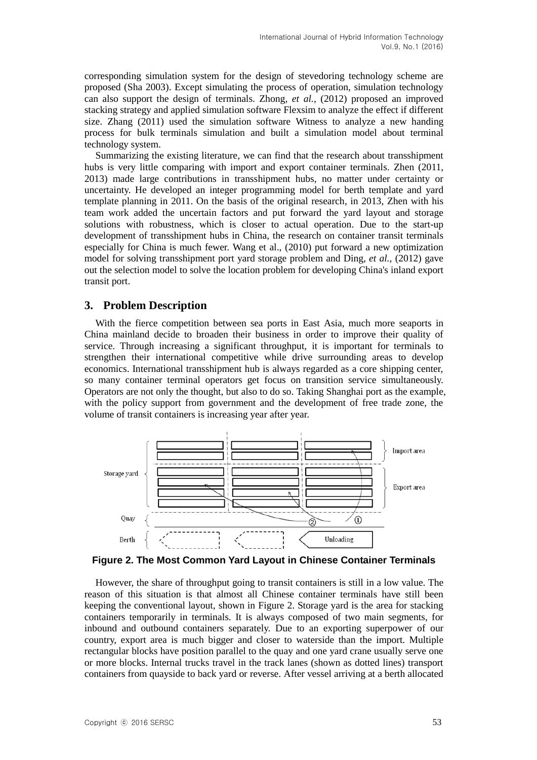corresponding simulation system for the design of stevedoring technology scheme are proposed (Sha 2003). Except simulating the process of operation, simulation technology can also support the design of terminals. Zhong, *et al.,* (2012) proposed an improved stacking strategy and applied simulation software Flexsim to analyze the effect if different size. Zhang (2011) used the simulation software Witness to analyze a new handing process for bulk terminals simulation and built a simulation model about terminal technology system.

Summarizing the existing literature, we can find that the research about transshipment hubs is very little comparing with import and export container terminals. Zhen (2011, 2013) made large contributions in transshipment hubs, no matter under certainty or uncertainty. He developed an integer programming model for berth template and yard template planning in 2011. On the basis of the original research, in 2013, Zhen with his team work added the uncertain factors and put forward the yard layout and storage solutions with robustness, which is closer to actual operation. Due to the start-up development of transshipment hubs in China, the research on container transit terminals especially for China is much fewer. Wang et al., (2010) put forward a new optimization model for solving transshipment port yard storage problem and Ding, *et al.,* (2012) gave out the selection model to solve the location problem for developing China's inland export transit port.

## 3. Problem Description

With the fierce competition between sea ports in East Asia, much more seaports in China mainland decide to broaden their business in order to improve their quality of service. Through increasing a significant throughput, it is important for terminals to strengthen their international competitive while drive surrounding areas to develop economics. International transshipment hub is always regarded as a core shipping center, so many container terminal operators get focus on transition service simultaneously. Operators are not only the thought, but also to do so. Taking Shanghai port as the example, with the policy support from government and the development of free trade zone, the volume of transit containers is increasing year after year.

Storage yard

Import area

Export area

Quay

② ①

Berth

Unloading

**Figure 2. The Most Common Yard Layout in Chinese Container Terminals**

However, the share of throughput going to transit containers is still in a low value. The reason of this situation is that almost all Chinese container terminals have still been keeping the conventional layout, shown in Figure 2. Storage yard is the area for stacking containers temporarily in terminals. It is always composed of two main segments, for inbound and outbound containers separately. Due to an exporting superpower of our country, export area is much bigger and closer to waterside than the import. Multiple rectangular blocks have position parallel to the quay and one yard crane usually serve one or more blocks. Internal trucks travel in the track lanes (shown as dotted lines) transport containers from quayside to back yard or reverse. After vessel arriving at a berth allocated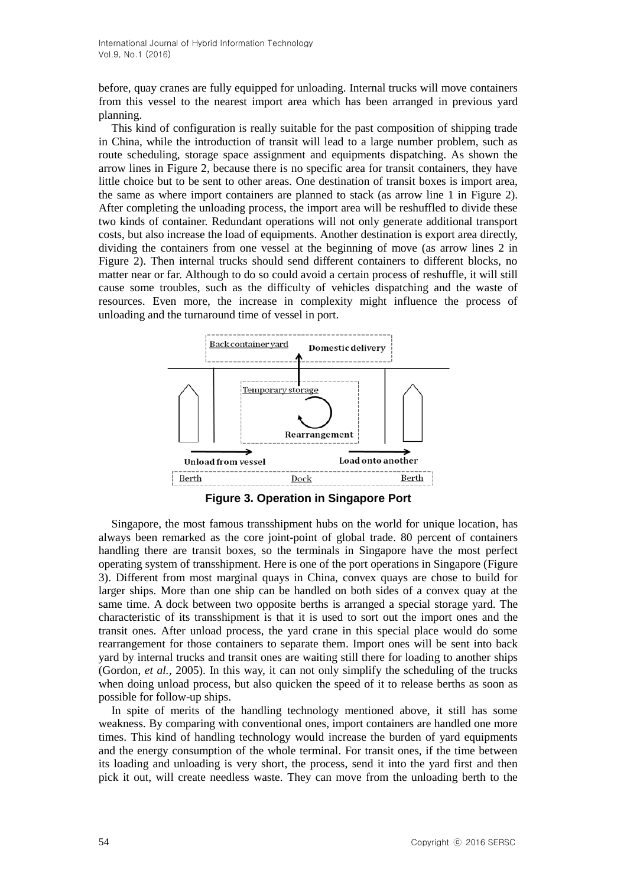before, quay cranes are fully equipped for unloading. Internal trucks will move containers from this vessel to the nearest import area which has been arranged in previous yard planning.

This kind of configuration is really suitable for the past composition of shipping trade in China, while the introduction of transit will lead to a large number problem, such as route scheduling, storage space assignment and equipments dispatching. As shown the arrow lines in Figure 2, because there is no specific area for transit containers, they have little choice but to be sent to other areas. One destination of transit boxes is import area, the same as where import containers are planned to stack (as arrow line 1 in Figure 2). After completing the unloading process, the import area will be reshuffled to divide these two kinds of container. Redundant operations will not only generate additional transport costs, but also increase the load of equipments. Another destination is export area directly, dividing the containers from one vessel at the beginning of move (as arrow lines 2 in Figure 2). Then internal trucks should send different containers to different blocks, no matter near or far. Although to do so could avoid a certain process of reshuffle, it will still cause some troubles, such as the difficulty of vehicles dispatching and the waste of resources. Even more, the increase in complexity might influence the process of unloading and the turnaround time of vessel in port.

Back container yard
Domestic delivery
Temporary storage
Rearrangement
Unload from vessel
Load onto another
Berth
Dock
Berth

**Figure 3. Operation in Singapore Port**

Singapore, the most famous transshipment hubs on the world for unique location, has always been remarked as the core joint-point of global trade. 80 percent of containers handling there are transit boxes, so the terminals in Singapore have the most perfect operating system of transshipment. Here is one of the port operations in Singapore (Figure 3). Different from most marginal quays in China, convex quays are chose to build for larger ships. More than one ship can be handled on both sides of a convex quay at the same time. A dock between two opposite berths is arranged a special storage yard. The characteristic of its transshipment is that it is used to sort out the import ones and the transit ones. After unload process, the yard crane in this special place would do some rearrangement for those containers to separate them. Import ones will be sent into back yard by internal trucks and transit ones are waiting still there for loading to another ships (Gordon, *et al.*, 2005). In this way, it can not only simplify the scheduling of the trucks when doing unload process, but also quicken the speed of it to release berths as soon as possible for follow-up ships.

In spite of merits of the handling technology mentioned above, it still has some weakness. By comparing with conventional ones, import containers are handled one more times. This kind of handling technology would increase the burden of yard equipments and the energy consumption of the whole terminal. For transit ones, if the time between its loading and unloading is very short, the process, send it into the yard first and then pick it out, will create needless waste. They can move from the unloading berth to the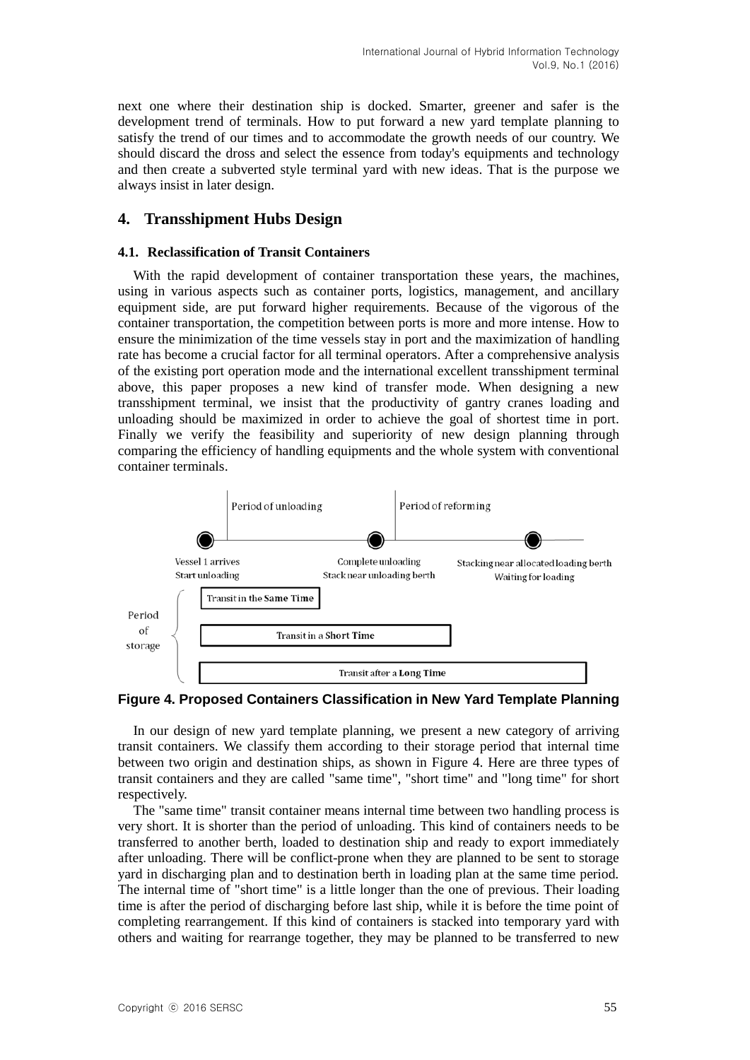next one where their destination ship is docked. Smarter, greener and safer is the development trend of terminals. How to put forward a new yard template planning to satisfy the trend of our times and to accommodate the growth needs of our country. We should discard the dross and select the essence from today's equipments and technology and then create a subverted style terminal yard with new ideas. That is the purpose we always insist in later design.

## 4. Transshipment Hubs Design

### 4.1. Reclassification of Transit Containers

With the rapid development of container transportation these years, the machines, using in various aspects such as container ports, logistics, management, and ancillary equipment side, are put forward higher requirements. Because of the vigorous of the container transportation, the competition between ports is more and more intense. How to ensure the minimization of the time vessels stay in port and the maximization of handling rate has become a crucial factor for all terminal operators. After a comprehensive analysis of the existing port operation mode and the international excellent transshipment terminal above, this paper proposes a new kind of transfer mode. When designing a new transshipment terminal, we insist that the productivity of gantry cranes loading and unloading should be maximized in order to achieve the goal of shortest time in port. Finally we verify the feasibility and superiority of new design planning through comparing the efficiency of handling equipments and the whole system with conventional container terminals.

Period of unloading

Period of reforming

Vessel 1 arrives
Start unloading

Complete unloading
Stack near unloading berth

Stacking near allocated loading berth
Waiting for loading

Period of storage

Transit in the Same Time

Transit in a Short Time

Transit after a Long Time

**Figure 4. Proposed Containers Classification in New Yard Template Planning**

In our design of new yard template planning, we present a new category of arriving transit containers. We classify them according to their storage period that internal time between two origin and destination ships, as shown in Figure 4. Here are three types of transit containers and they are called "same time", "short time" and "long time" for short respectively.

The "same time" transit container means internal time between two handling process is very short. It is shorter than the period of unloading. This kind of containers needs to be transferred to another berth, loaded to destination ship and ready to export immediately after unloading. There will be conflict-prone when they are planned to be sent to storage yard in discharging plan and to destination berth in loading plan at the same time period. The internal time of "short time" is a little longer than the one of previous. Their loading time is after the period of discharging before last ship, while it is before the time point of completing rearrangement. If this kind of containers is stacked into temporary yard with others and waiting for rearrange together, they may be planned to be transferred to new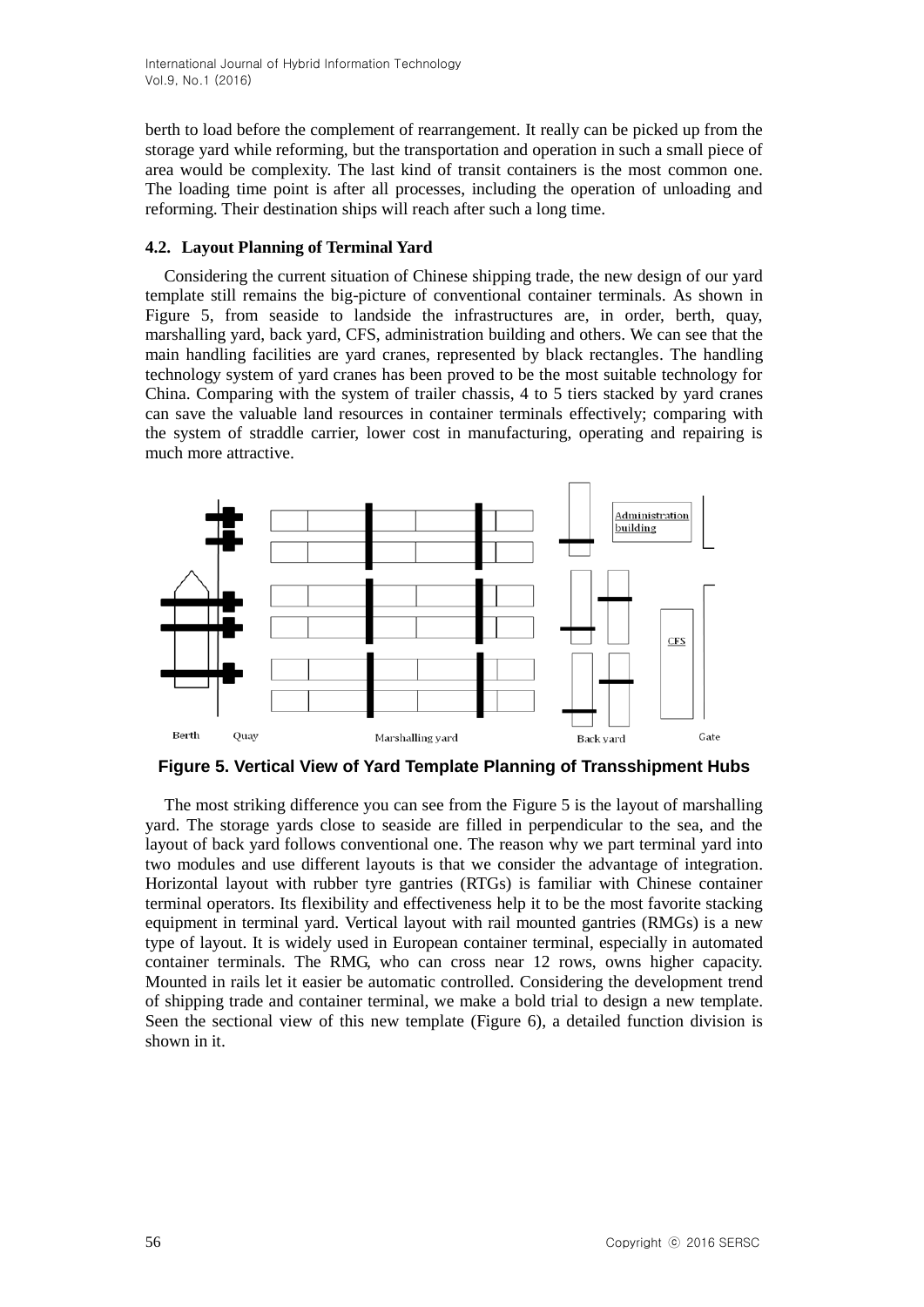berth to load before the complement of rearrangement. It really can be picked up from the storage yard while reforming, but the transportation and operation in such a small piece of area would be complexity. The last kind of transit containers is the most common one. The loading time point is after all processes, including the operation of unloading and reforming. Their destination ships will reach after such a long time.

### 4.2. Layout Planning of Terminal Yard

Considering the current situation of Chinese shipping trade, the new design of our yard template still remains the big-picture of conventional container terminals. As shown in Figure 5, from seaside to landside the infrastructures are, in order, berth, quay, marshalling yard, back yard, CFS, administration building and others. We can see that the main handling facilities are yard cranes, represented by black rectangles. The handling technology system of yard cranes has been proved to be the most suitable technology for China. Comparing with the system of trailer chassis, 4 to 5 tiers stacked by yard cranes can save the valuable land resources in container terminals effectively; comparing with the system of straddle carrier, lower cost in manufacturing, operating and repairing is much more attractive.

Administration building

CFS

Berth

Quay

Marshalling yard

Back yard

Gate

**Figure 5. Vertical View of Yard Template Planning of Transshipment Hubs**

The most striking difference you can see from the Figure 5 is the layout of marshalling yard. The storage yards close to seaside are filled in perpendicular to the sea, and the layout of back yard follows conventional one. The reason why we part terminal yard into two modules and use different layouts is that we consider the advantage of integration. Horizontal layout with rubber tyre gantries (RTGs) is familiar with Chinese container terminal operators. Its flexibility and effectiveness help it to be the most favorite stacking equipment in terminal yard. Vertical layout with rail mounted gantries (RMGs) is a new type of layout. It is widely used in European container terminal, especially in automated container terminals. The RMG, who can cross near 12 rows, owns higher capacity. Mounted in rails let it easier be automatic controlled. Considering the development trend of shipping trade and container terminal, we make a bold trial to design a new template. Seen the sectional view of this new template (Figure 6), a detailed function division is shown in it.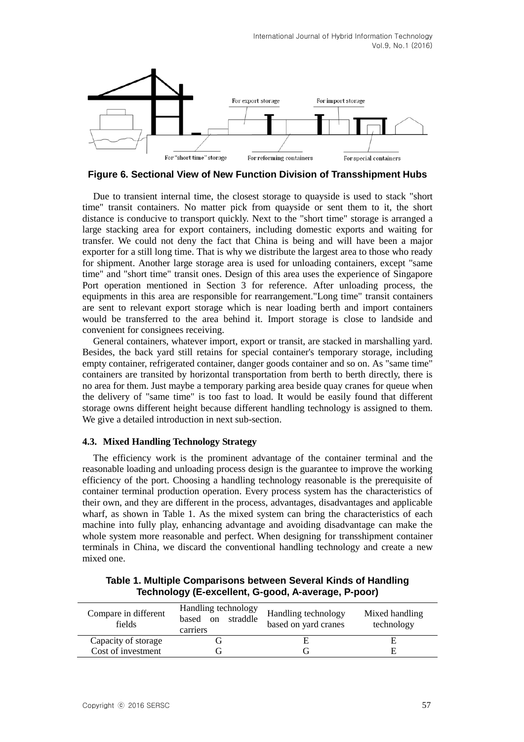For export storage

For import storage

For "short time" storage

For reforming containers

For special containers

**Figure 6. Sectional View of New Function Division of Transshipment Hubs**

Due to transient internal time, the closest storage to quayside is used to stack "short time" transit containers. No matter pick from quayside or sent them to it, the short distance is conducive to transport quickly. Next to the "short time" storage is arranged a large stacking area for export containers, including domestic exports and waiting for transfer. We could not deny the fact that China is being and will have been a major exporter for a still long time. That is why we distribute the largest area to those who ready for shipment. Another large storage area is used for unloading containers, except "same time" and "short time" transit ones. Design of this area uses the experience of Singapore Port operation mentioned in Section 3 for reference. After unloading process, the equipments in this area are responsible for rearrangement."Long time" transit containers are sent to relevant export storage which is near loading berth and import containers would be transferred to the area behind it. Import storage is close to landside and convenient for consignees receiving.

General containers, whatever import, export or transit, are stacked in marshalling yard. Besides, the back yard still retains for special container's temporary storage, including empty container, refrigerated container, danger goods container and so on. As "same time" containers are transited by horizontal transportation from berth to berth directly, there is no area for them. Just maybe a temporary parking area beside quay cranes for queue when the delivery of "same time" is too fast to load. It would be easily found that different storage owns different height because different handling technology is assigned to them. We give a detailed introduction in next sub-section.

### 4.3. Mixed Handling Technology Strategy

The efficiency work is the prominent advantage of the container terminal and the reasonable loading and unloading process design is the guarantee to improve the working efficiency of the port. Choosing a handling technology reasonable is the prerequisite of container terminal production operation. Every process system has the characteristics of their own, and they are different in the process, advantages, disadvantages and applicable wharf, as shown in Table 1. As the mixed system can bring the characteristics of each machine into fully play, enhancing advantage and avoiding disadvantage can make the whole system more reasonable and perfect. When designing for transshipment container terminals in China, we discard the conventional handling technology and create a new mixed one.

**Table 1. Multiple Comparisons between Several Kinds of Handling Technology (E-excellent, G-good, A-average, P-poor)**

| Compare in different fields | Handling technology based on straddle carriers | Handling technology based on yard cranes | Mixed handling technology |
|---|---|---|---|
| Capacity of storage | G | E | E |
| Cost of investment | G | G | E |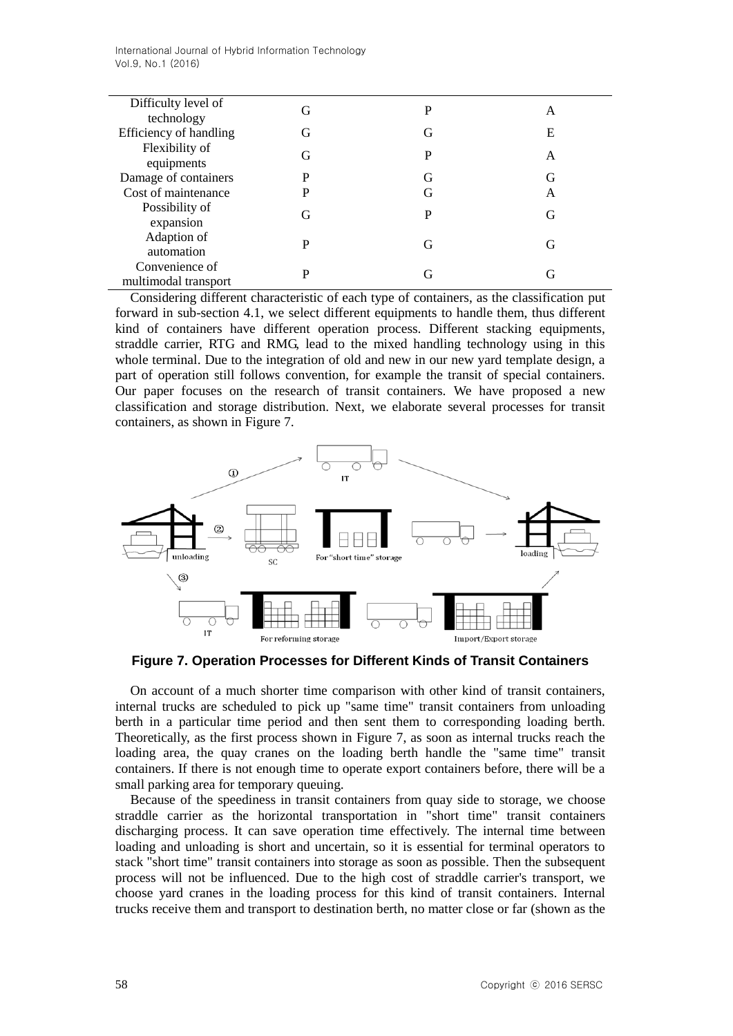| | | | |
|---|---|---|---|
| Difficulty level of technology | G | P | A |
| Efficiency of handling | G | G | E |
| Flexibility of equipments | G | P | A |
| Damage of containers | P | G | G |
| Cost of maintenance | P | G | A |
| Possibility of expansion | G | P | G |
| Adaption of automation | P | G | G |
| Convenience of multimodal transport | P | G | G |

Considering different characteristic of each type of containers, as the classification put forward in sub-section 4.1, we select different equipments to handle them, thus different kind of containers have different operation process. Different stacking equipments, straddle carrier, RTG and RMG, lead to the mixed handling technology using in this whole terminal. Due to the integration of old and new in our new yard template design, a part of operation still follows convention, for example the transit of special containers. Our paper focuses on the research of transit containers. We have proposed a new classification and storage distribution. Next, we elaborate several processes for transit containers, as shown in Figure 7.

①
IT
unloading
②
SC
For "short time" storage
loading
③
IT
For reforming storage
Import/Export storage

**Figure 7. Operation Processes for Different Kinds of Transit Containers**

On account of a much shorter time comparison with other kind of transit containers, internal trucks are scheduled to pick up "same time" transit containers from unloading berth in a particular time period and then sent them to corresponding loading berth. Theoretically, as the first process shown in Figure 7, as soon as internal trucks reach the loading area, the quay cranes on the loading berth handle the "same time" transit containers. If there is not enough time to operate export containers before, there will be a small parking area for temporary queuing.

Because of the speediness in transit containers from quay side to storage, we choose straddle carrier as the horizontal transportation in "short time" transit containers discharging process. It can save operation time effectively. The internal time between loading and unloading is short and uncertain, so it is essential for terminal operators to stack "short time" transit containers into storage as soon as possible. Then the subsequent process will not be influenced. Due to the high cost of straddle carrier's transport, we choose yard cranes in the loading process for this kind of transit containers. Internal trucks receive them and transport to destination berth, no matter close or far (shown as the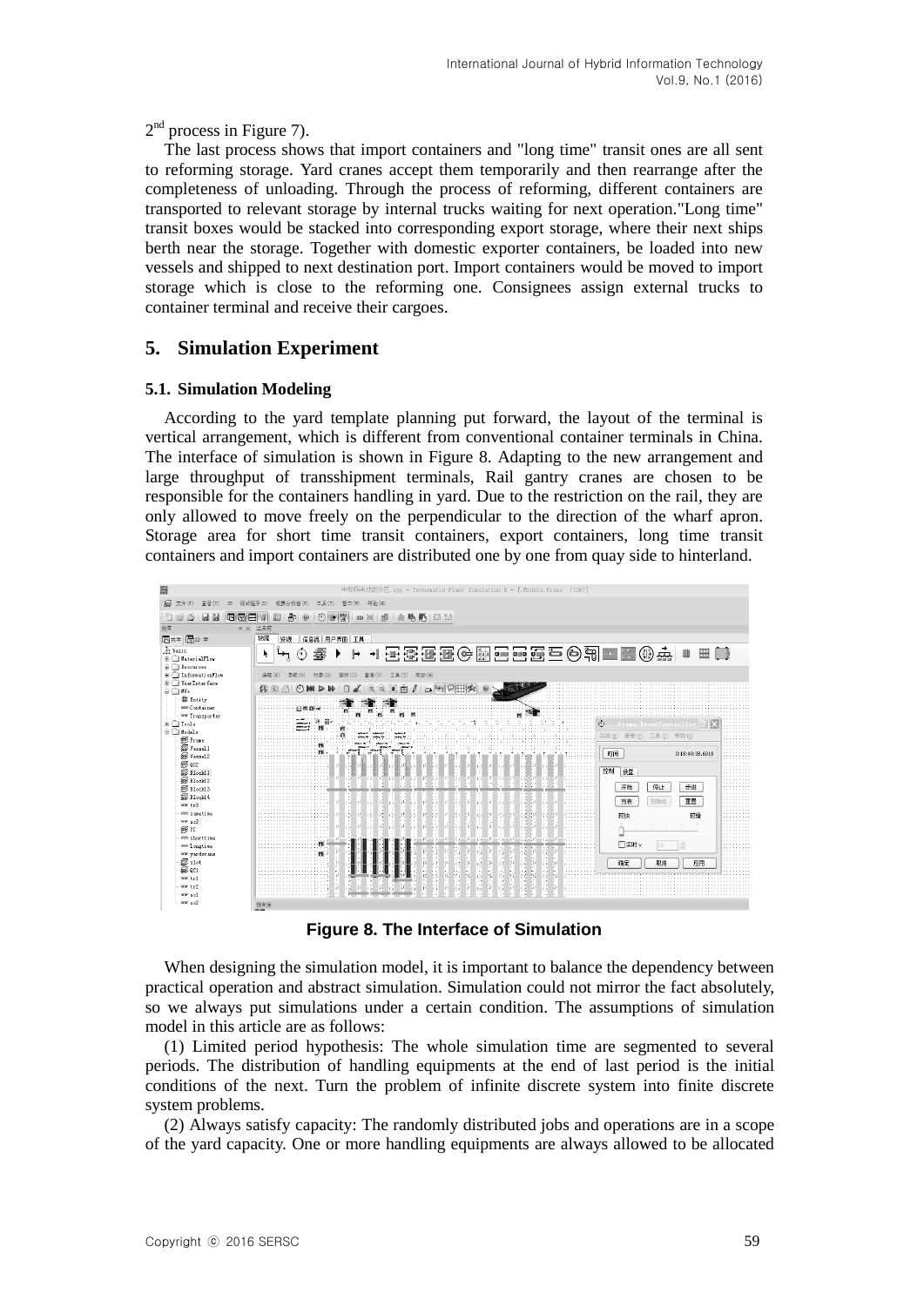$2^{nd}$ process in Figure 7).

The last process shows that import containers and "long time" transit ones are all sent to reforming storage. Yard cranes accept them temporarily and then rearrange after the completeness of unloading. Through the process of reforming, different containers are transported to relevant storage by internal trucks waiting for next operation."Long time" transit boxes would be stacked into corresponding export storage, where their next ships berth near the storage. Together with domestic exporter containers, be loaded into new vessels and shipped to next destination port. Import containers would be moved to import storage which is close to the reforming one. Consignees assign external trucks to container terminal and receive their cargoes.

## 5. Simulation Experiment

### 5.1. Simulation Modeling

According to the yard template planning put forward, the layout of the terminal is vertical arrangement, which is different from conventional container terminals in China. The interface of simulation is shown in Figure 8. Adapting to the new arrangement and large throughput of transshipment terminals, Rail gantry cranes are chosen to be responsible for the containers handling in yard. Due to the restriction on the rail, they are only allowed to move freely on the perpendicular to the direction of the wharf apron. Storage area for short time transit containers, export containers, long time transit containers and import containers are distributed one by one from quay side to hinterland.

**Figure 8. The Interface of Simulation**

When designing the simulation model, it is important to balance the dependency between practical operation and abstract simulation. Simulation could not mirror the fact absolutely, so we always put simulations under a certain condition. The assumptions of simulation model in this article are as follows:

(1) Limited period hypothesis: The whole simulation time are segmented to several periods. The distribution of handling equipments at the end of last period is the initial conditions of the next. Turn the problem of infinite discrete system into finite discrete system problems.

(2) Always satisfy capacity: The randomly distributed jobs and operations are in a scope of the yard capacity. One or more handling equipments are always allowed to be allocated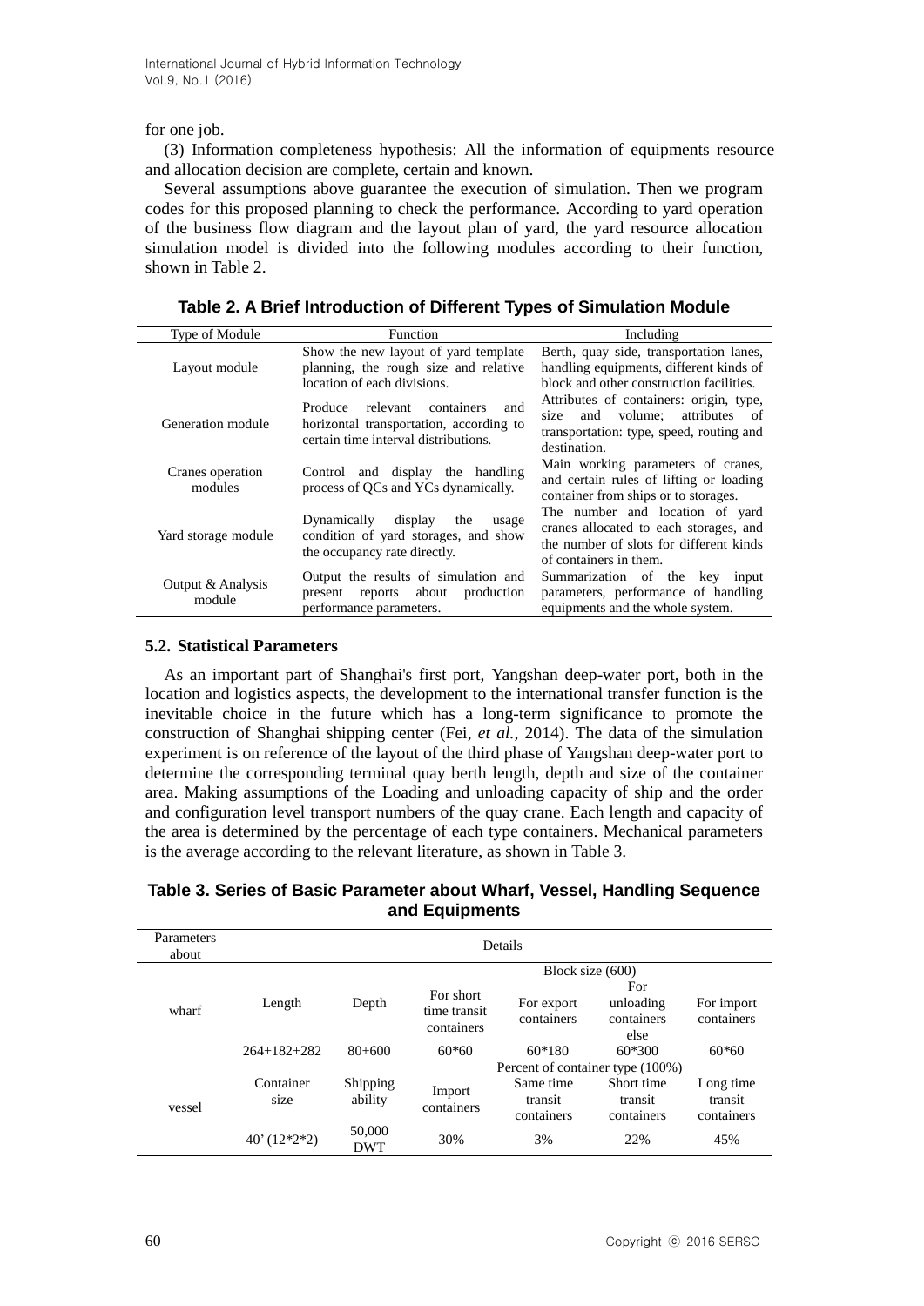for one job.

(3) Information completeness hypothesis: All the information of equipments resource and allocation decision are complete, certain and known.

Several assumptions above guarantee the execution of simulation. Then we program codes for this proposed planning to check the performance. According to yard operation of the business flow diagram and the layout plan of yard, the yard resource allocation simulation model is divided into the following modules according to their function, shown in Table 2.

**Table 2. A Brief Introduction of Different Types of Simulation Module**

| Type of Module | Function | Including |
|---|---|---|
| Layout module | Show the new layout of yard template planning, the rough size and relative location of each divisions. | Berth, quay side, transportation lanes, handling equipments, different kinds of block and other construction facilities. |
| Generation module | Produce relevant containers and horizontal transportation, according to certain time interval distributions. | Attributes of containers: origin, type, size and volume; attributes of transportation: type, speed, routing and destination. |
| Cranes operation modules | Control and display the handling process of QCs and YCs dynamically. | Main working parameters of cranes, and certain rules of lifting or loading container from ships or to storages. |
| Yard storage module | Dynamically display the usage condition of yard storages, and show the occupancy rate directly. | The number and location of yard cranes allocated to each storages, and the number of slots for different kinds of containers in them. |
| Output & Analysis module | Output the results of simulation and present reports about production performance parameters. | Summarization of the key input parameters, performance of handling equipments and the whole system. |

## 5.2. Statistical Parameters

As an important part of Shanghai's first port, Yangshan deep-water port, both in the location and logistics aspects, the development to the international transfer function is the inevitable choice in the future which has a long-term significance to promote the construction of Shanghai shipping center (Fei, *et al.,* 2014). The data of the simulation experiment is on reference of the layout of the third phase of Yangshan deep-water port to determine the corresponding terminal quay berth length, depth and size of the container area. Making assumptions of the Loading and unloading capacity of ship and the order and configuration level transport numbers of the quay crane. Each length and capacity of the area is determined by the percentage of each type containers. Mechanical parameters is the average according to the relevant literature, as shown in Table 3.

**Table 3. Series of Basic Parameter about Wharf, Vessel, Handling Sequence and Equipments**

| Parameters about | Details | | | | | |
|---|---|---|---|---|---|---|
| wharf | | | Block size (600) | | | |
| | Length | Depth | For short time transit containers | For export containers | For unloading containers else | For import containers |
| | 264+182+282 | 80+600 | 60*60 | 60*180 | 60*300 | 60*60 |
| vessel | | | Percent of container type (100%) | | | |
| | Container size | Shipping ability | Import containers | Same time transit containers | Short time transit containers | Long time transit containers |
| | 40' (12*2*2) | 50,000 DWT | 30% | 3% | 22% | 45% |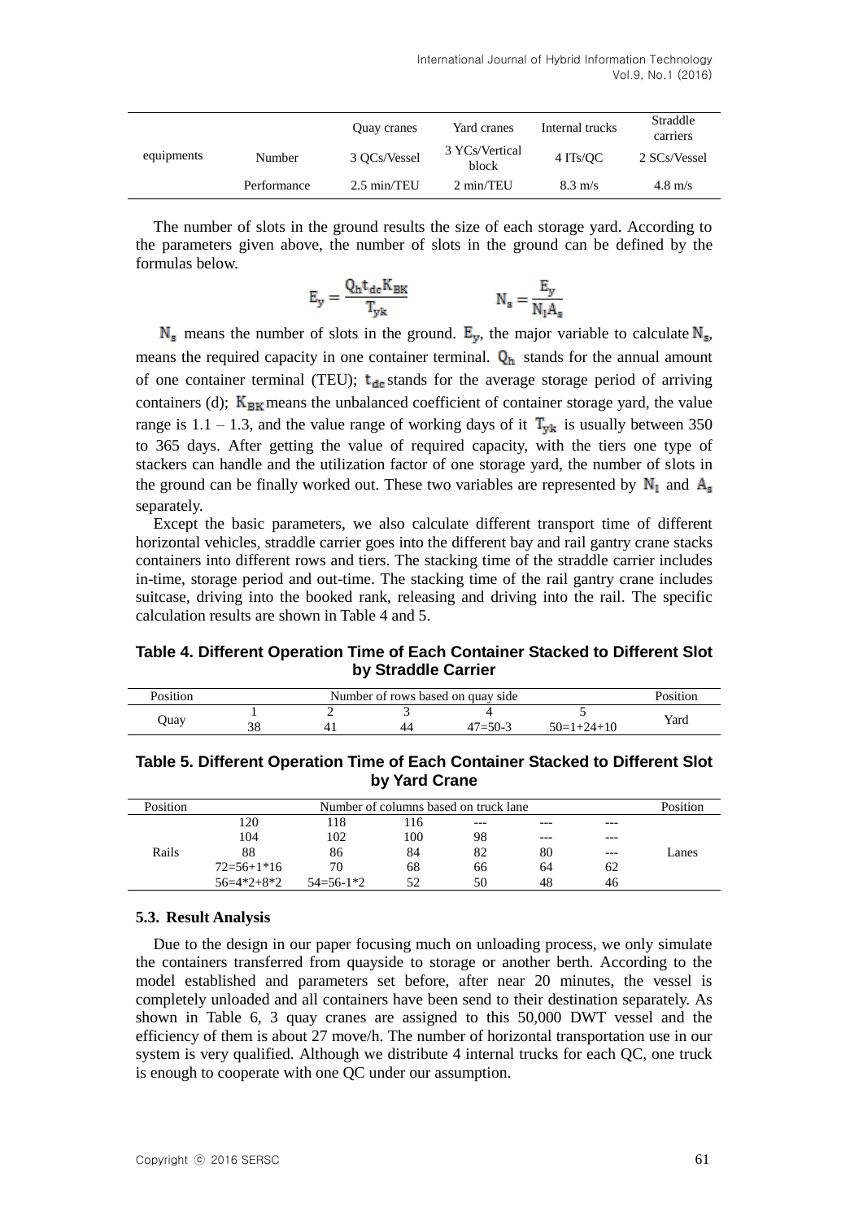| | | Quay cranes | Yard cranes | Internal trucks | Straddle carriers |
|---|---|---|---|---|---|
| equipments | Number | 3 QCs/Vessel | 3 YCs/Vertical block | 4 ITs/QC | 2 SCs/Vessel |
| | Performance | 2.5 min/TEU | 2 min/TEU | 8.3 m/s | 4.8 m/s |

The number of slots in the ground results the size of each storage yard. According to the parameters given above, the number of slots in the ground can be defined by the formulas below.

$$E_y = \frac{Q_h t_{dc} K_{BK}}{T_{yk}} \qquad N_s = \frac{E_y}{N_l A_s}$$

$N_s$ means the number of slots in the ground. $E_y$, the major variable to calculate $N_s$, means the required capacity in one container terminal. $Q_h$ stands for the annual amount of one container terminal (TEU); $t_{dc}$ stands for the average storage period of arriving containers (d); $K_{BK}$ means the unbalanced coefficient of container storage yard, the value range is 1.1 – 1.3, and the value range of working days of it $T_{yk}$ is usually between 350 to 365 days. After getting the value of required capacity, with the tiers one type of stackers can handle and the utilization factor of one storage yard, the number of slots in the ground can be finally worked out. These two variables are represented by $N_l$ and $A_s$ separately.

Except the basic parameters, we also calculate different transport time of different horizontal vehicles, straddle carrier goes into the different bay and rail gantry crane stacks containers into different rows and tiers. The stacking time of the straddle carrier includes in-time, storage period and out-time. The stacking time of the rail gantry crane includes suitcase, driving into the booked rank, releasing and driving into the rail. The specific calculation results are shown in Table 4 and 5.

**Table 4. Different Operation Time of Each Container Stacked to Different Slot by Straddle Carrier**

| Position | Number of rows based on quay side | | | | | Position |
|---|---|---|---|---|---|---|
| Quay | 1 | 2 | 3 | 4 | 5 | Yard |
| | 38 | 41 | 44 | 47=50-3 | 50=1+24+10 | |

**Table 5. Different Operation Time of Each Container Stacked to Different Slot by Yard Crane**

| Position | Number of columns based on truck lane | | | | | | Position |
|---|---|---|---|---|---|---|---|
| Rails | 120 | 118 | 116 | --- | --- | --- | Lanes |
| | 104 | 102 | 100 | 98 | --- | --- | |
| | 88 | 86 | 84 | 82 | 80 | --- | |
| | 72=56+1*16 | 70 | 68 | 66 | 64 | 62 | |
| | 56=4*2+8*2 | 54=56-1*2 | 52 | 50 | 48 | 46 | |

### 5.3. Result Analysis

Due to the design in our paper focusing much on unloading process, we only simulate the containers transferred from quayside to storage or another berth. According to the model established and parameters set before, after near 20 minutes, the vessel is completely unloaded and all containers have been send to their destination separately. As shown in Table 6, 3 quay cranes are assigned to this 50,000 DWT vessel and the efficiency of them is about 27 move/h. The number of horizontal transportation use in our system is very qualified. Although we distribute 4 internal trucks for each QC, one truck is enough to cooperate with one QC under our assumption.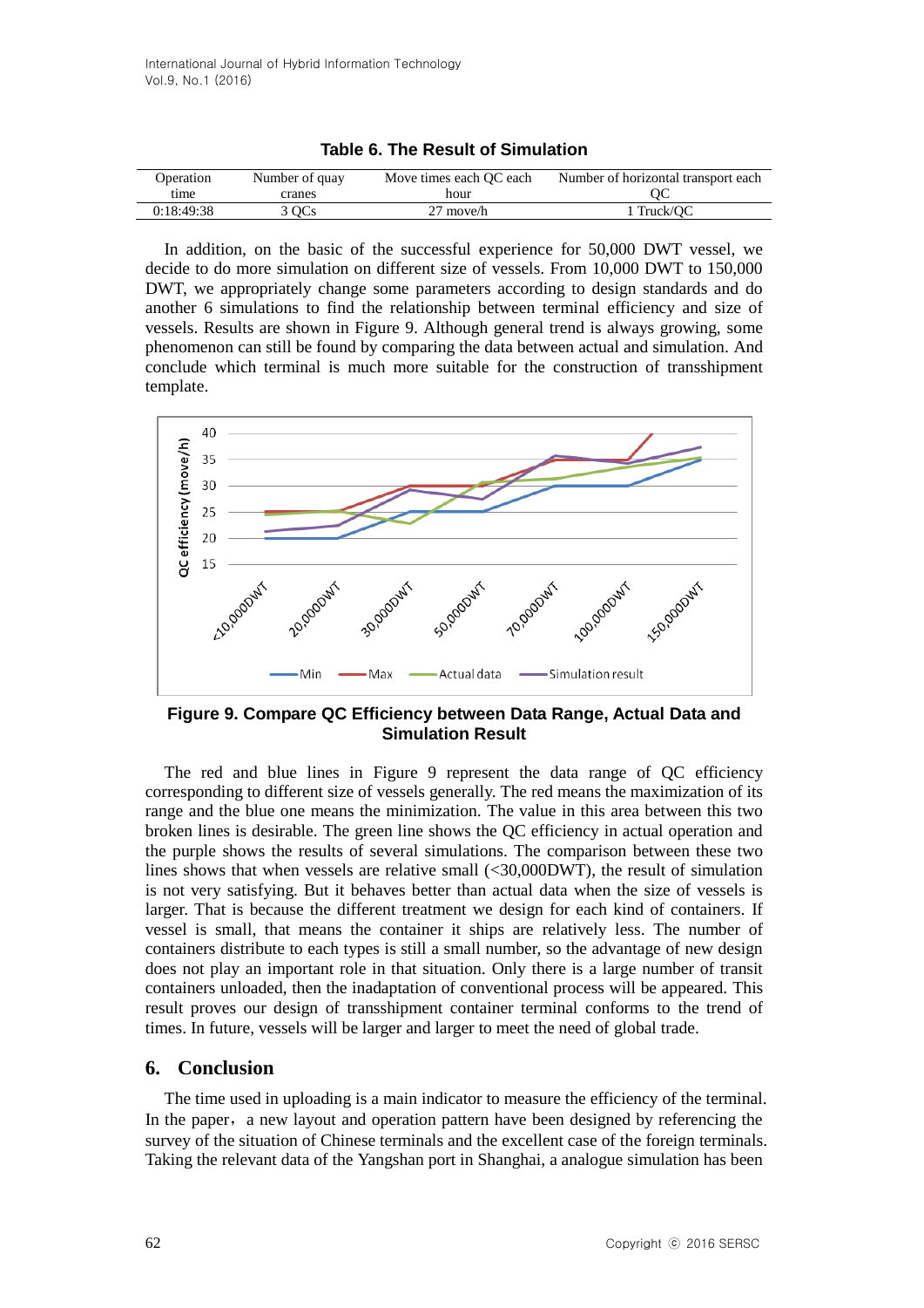**Table 6. The Result of Simulation**

| Operation time | Number of quay cranes | Move times each QC each hour | Number of horizontal transport each QC |
|---|---|---|---|
| 0:18:49:38 | 3 QCs | 27 move/h | 1 Truck/QC |

In addition, on the basic of the successful experience for 50,000 DWT vessel, we decide to do more simulation on different size of vessels. From 10,000 DWT to 150,000 DWT, we appropriately change some parameters according to design standards and do another 6 simulations to find the relationship between terminal efficiency and size of vessels. Results are shown in Figure 9. Although general trend is always growing, some phenomenon can still be found by comparing the data between actual and simulation. And conclude which terminal is much more suitable for the construction of transshipment template.

QC efficiency (move/h)
40
35
30
25
20
15
<10,000DWT
20,000DWT
30,000DWT
50,000DWT
70,000DWT
100,000DWT
150,000DWT
Min
Max
Actual data
Simulation result

**Figure 9. Compare QC Efficiency between Data Range, Actual Data and Simulation Result**

The red and blue lines in Figure 9 represent the data range of QC efficiency corresponding to different size of vessels generally. The red means the maximization of its range and the blue one means the minimization. The value in this area between this two broken lines is desirable. The green line shows the QC efficiency in actual operation and the purple shows the results of several simulations. The comparison between these two lines shows that when vessels are relative small (<30,000DWT), the result of simulation is not very satisfying. But it behaves better than actual data when the size of vessels is larger. That is because the different treatment we design for each kind of containers. If vessel is small, that means the container it ships are relatively less. The number of containers distribute to each types is still a small number, so the advantage of new design does not play an important role in that situation. Only there is a large number of transit containers unloaded, then the inadaptation of conventional process will be appeared. This result proves our design of transshipment container terminal conforms to the trend of times. In future, vessels will be larger and larger to meet the need of global trade.

## 6. Conclusion

The time used in uploading is a main indicator to measure the efficiency of the terminal. In the paper，a new layout and operation pattern have been designed by referencing the survey of the situation of Chinese terminals and the excellent case of the foreign terminals. Taking the relevant data of the Yangshan port in Shanghai, a analogue simulation has been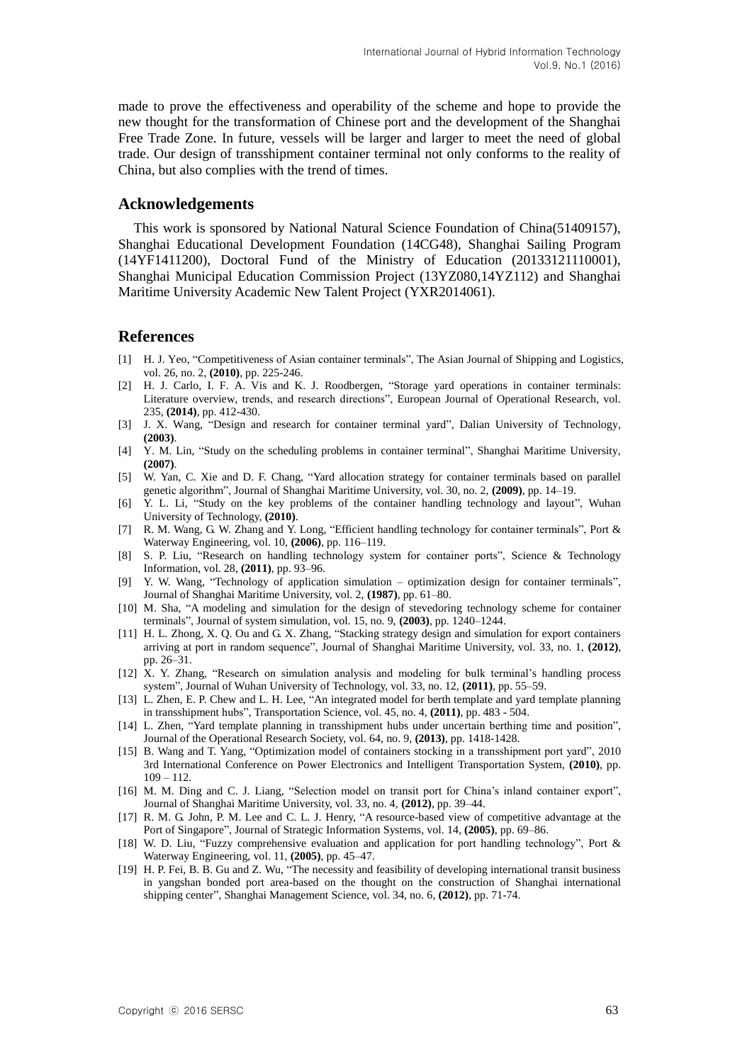made to prove the effectiveness and operability of the scheme and hope to provide the new thought for the transformation of Chinese port and the development of the Shanghai Free Trade Zone. In future, vessels will be larger and larger to meet the need of global trade. Our design of transshipment container terminal not only conforms to the reality of China, but also complies with the trend of times.

## Acknowledgements

This work is sponsored by National Natural Science Foundation of China(51409157), Shanghai Educational Development Foundation (14CG48), Shanghai Sailing Program (14YF1411200), Doctoral Fund of the Ministry of Education (20133121110001), Shanghai Municipal Education Commission Project (13YZ080,14YZ112) and Shanghai Maritime University Academic New Talent Project (YXR2014061).

## References

[1] H. J. Yeo, "Competitiveness of Asian container terminals", The Asian Journal of Shipping and Logistics, vol. 26, no. 2, **(2010)**, pp. 225-246.

[2] H. J. Carlo, I. F. A. Vis and K. J. Roodbergen, "Storage yard operations in container terminals: Literature overview, trends, and research directions", European Journal of Operational Research, vol. 235, **(2014)**, pp. 412-430.

[3] J. X. Wang, "Design and research for container terminal yard", Dalian University of Technology, **(2003)**.

[4] Y. M. Lin, "Study on the scheduling problems in container terminal", Shanghai Maritime University, **(2007)**.

[5] W. Yan, C. Xie and D. F. Chang, "Yard allocation strategy for container terminals based on parallel genetic algorithm", Journal of Shanghai Maritime University, vol. 30, no. 2, **(2009)**, pp. 14–19.

[6] Y. L. Li, "Study on the key problems of the container handling technology and layout", Wuhan University of Technology, **(2010)**.

[7] R. M. Wang, G. W. Zhang and Y. Long, "Efficient handling technology for container terminals", Port & Waterway Engineering, vol. 10, **(2006)**, pp. 116–119.

[8] S. P. Liu, "Research on handling technology system for container ports", Science & Technology Information, vol. 28, **(2011)**, pp. 93–96.

[9] Y. W. Wang, "Technology of application simulation – optimization design for container terminals", Journal of Shanghai Maritime University, vol. 2, **(1987)**, pp. 61–80.

[10] M. Sha, "A modeling and simulation for the design of stevedoring technology scheme for container terminals", Journal of system simulation, vol. 15, no. 9, **(2003)**, pp. 1240–1244.

[11] H. L. Zhong, X. Q. Ou and G. X. Zhang, "Stacking strategy design and simulation for export containers arriving at port in random sequence", Journal of Shanghai Maritime University, vol. 33, no. 1, **(2012)**, pp. 26–31.

[12] X. Y. Zhang, "Research on simulation analysis and modeling for bulk terminal's handling process system", Journal of Wuhan University of Technology, vol. 33, no. 12, **(2011)**, pp. 55–59.

[13] L. Zhen, E. P. Chew and L. H. Lee, "An integrated model for berth template and yard template planning in transshipment hubs", Transportation Science, vol. 45, no. 4, **(2011)**, pp. 483 - 504.

[14] L. Zhen, "Yard template planning in transshipment hubs under uncertain berthing time and position", Journal of the Operational Research Society, vol. 64, no. 9, **(2013)**, pp. 1418-1428.

[15] B. Wang and T. Yang, "Optimization model of containers stocking in a transshipment port yard", 2010 3rd International Conference on Power Electronics and Intelligent Transportation System, **(2010)**, pp. 109 – 112.

[16] M. M. Ding and C. J. Liang, "Selection model on transit port for China's inland container export", Journal of Shanghai Maritime University, vol. 33, no. 4, **(2012)**, pp. 39–44.

[17] R. M. G. John, P. M. Lee and C. L. J. Henry, "A resource-based view of competitive advantage at the Port of Singapore", Journal of Strategic Information Systems, vol. 14, **(2005)**, pp. 69–86.

[18] W. D. Liu, "Fuzzy comprehensive evaluation and application for port handling technology", Port & Waterway Engineering, vol. 11, **(2005)**, pp. 45–47.

[19] H. P. Fei, B. B. Gu and Z. Wu, "The necessity and feasibility of developing international transit business in yangshan bonded port area-based on the thought on the construction of Shanghai international shipping center", Shanghai Management Science, vol. 34, no. 6, **(2012)**, pp. 71-74.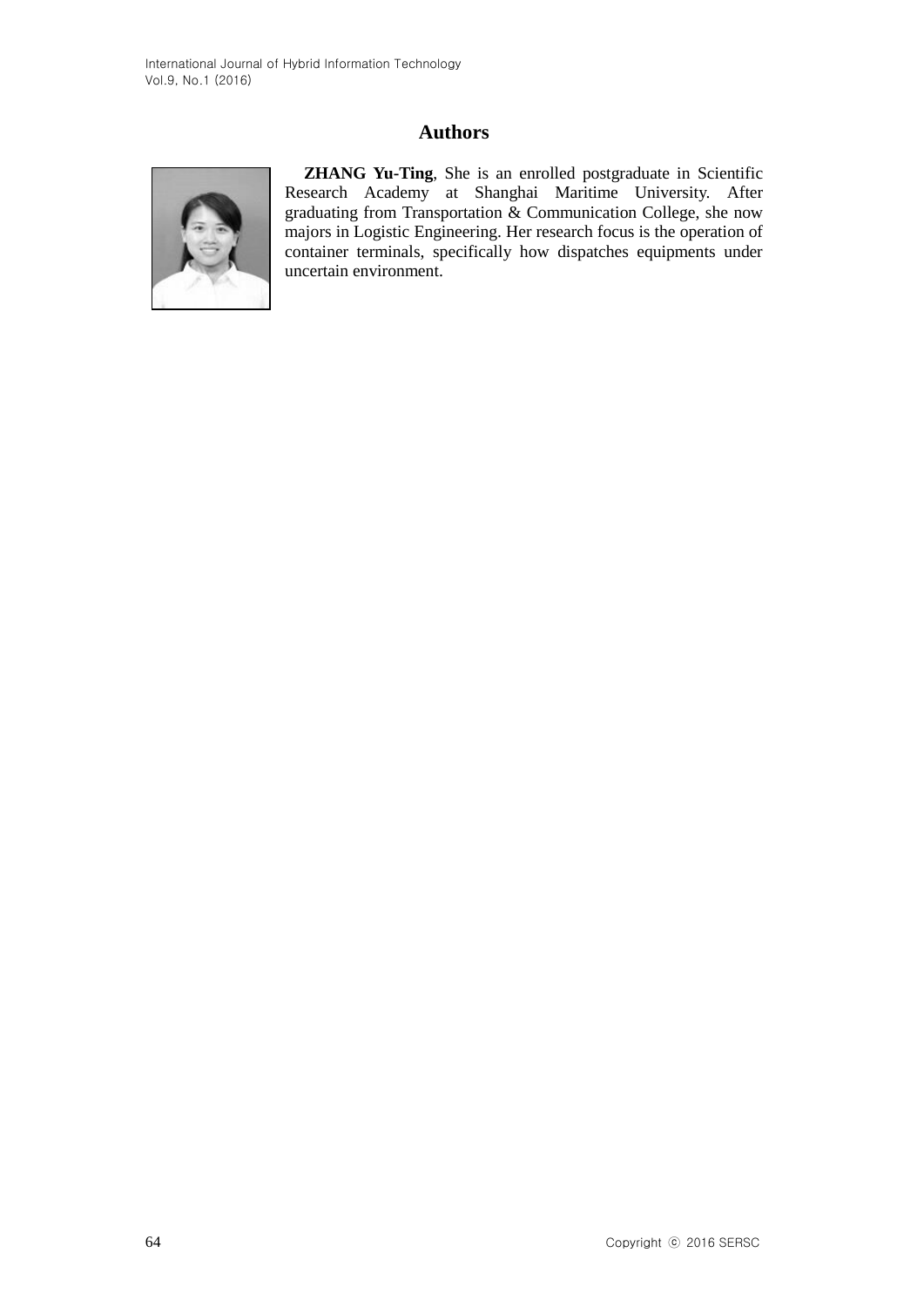## Authors

**ZHANG Yu-Ting**, She is an enrolled postgraduate in Scientific Research Academy at Shanghai Maritime University. After graduating from Transportation & Communication College, she now majors in Logistic Engineering. Her research focus is the operation of container terminals, specifically how dispatches equipments under uncertain environment.